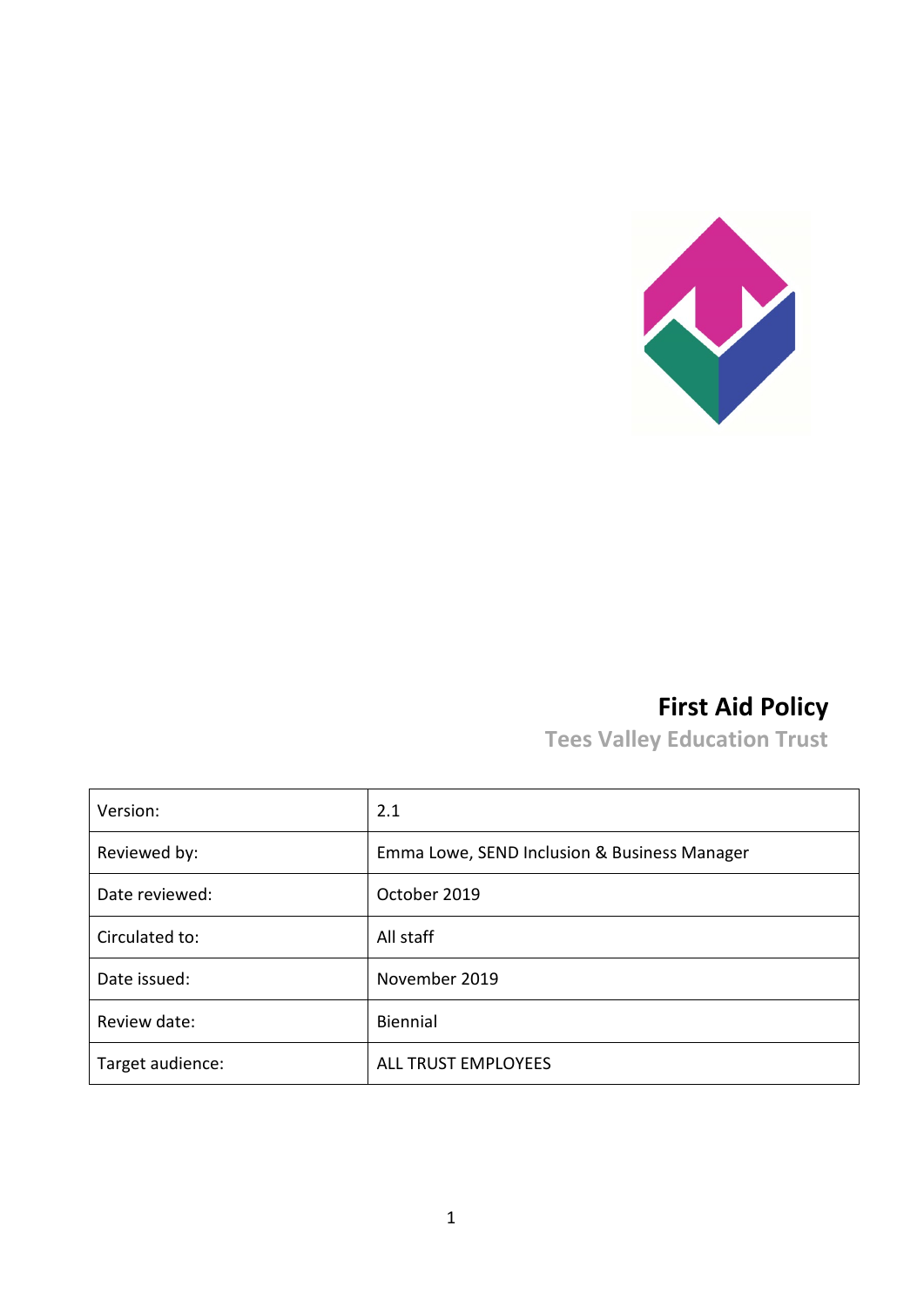# First Aid Policy

## Tees Valley Education Trust

| Version: | 2.1 |
|---|---|
| Reviewed by: | Emma Lowe, SEND Inclusion & Business Manager |
| Date reviewed: | October 2019 |
| Circulated to: | All staff |
| Date issued: | November 2019 |
| Review date: | Biennial |
| Target audience: | ALL TRUST EMPLOYEES |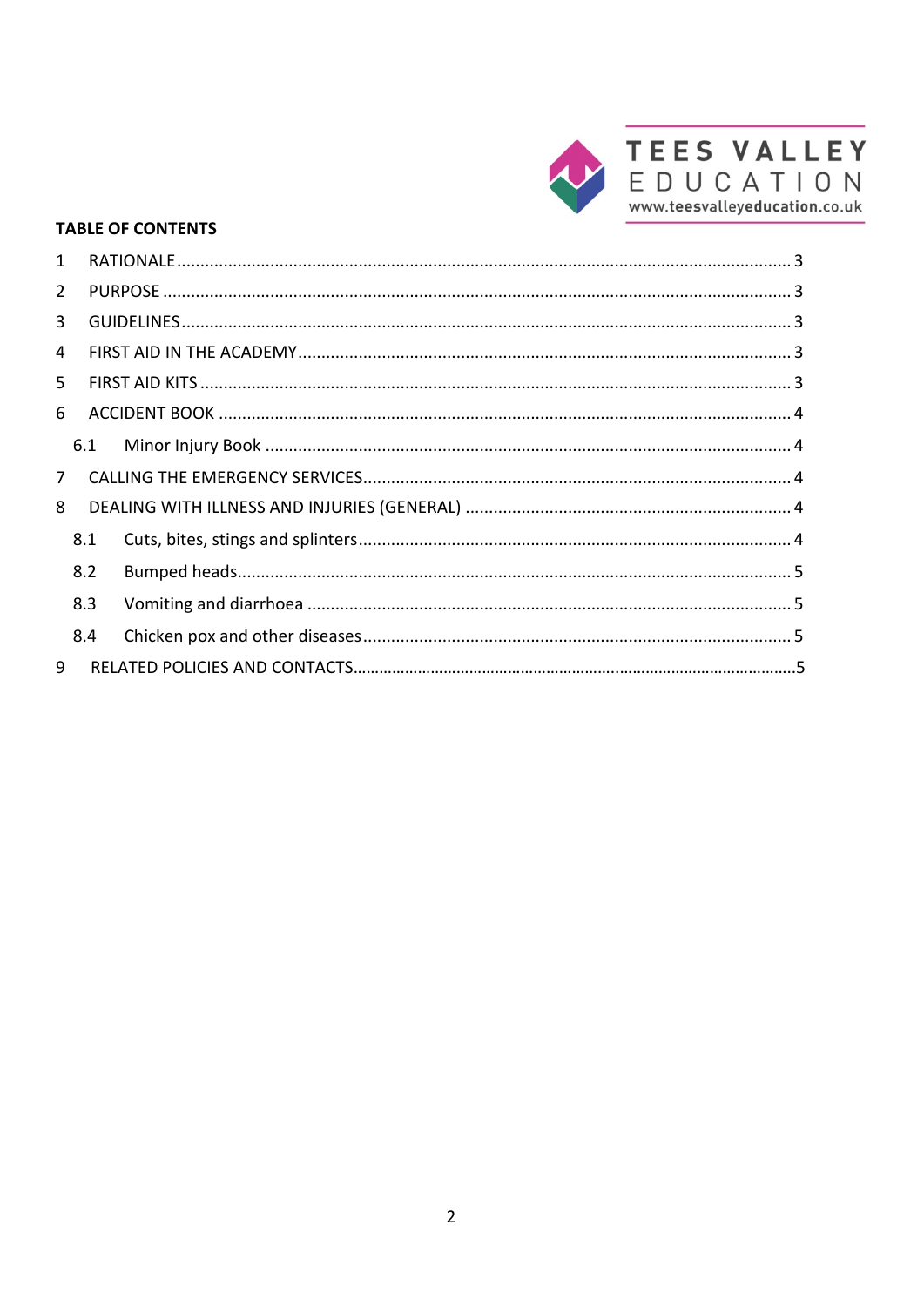**TABLE OF CONTENTS**

1 RATIONALE ........ 3

2 PURPOSE ........ 3

3 GUIDELINES ........ 3

4 FIRST AID IN THE ACADEMY ........ 3

5 FIRST AID KITS ........ 3

6 ACCIDENT BOOK ........ 4

- 6.1 Minor Injury Book ........ 4

7 CALLING THE EMERGENCY SERVICES ........ 4

8 DEALING WITH ILLNESS AND INJURIES (GENERAL) ........ 4

- 8.1 Cuts, bites, stings and splinters ........ 4
- 8.2 Bumped heads ........ 5
- 8.3 Vomiting and diarrhoea ........ 5
- 8.4 Chicken pox and other diseases ........ 5

9 RELATED POLICIES AND CONTACTS ........ 5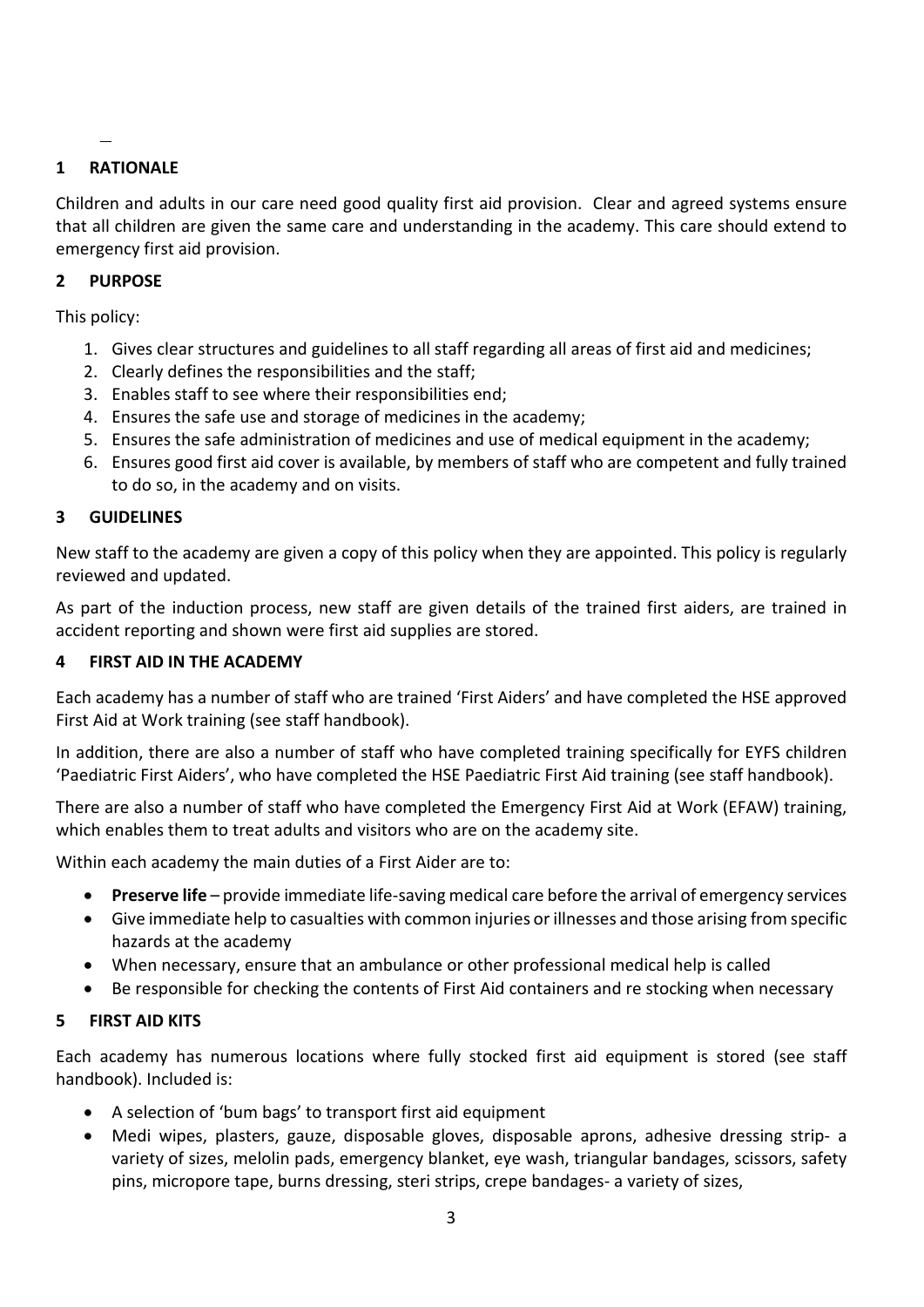## 1 RATIONALE

Children and adults in our care need good quality first aid provision. Clear and agreed systems ensure that all children are given the same care and understanding in the academy. This care should extend to emergency first aid provision.

## 2 PURPOSE

This policy:

1. Gives clear structures and guidelines to all staff regarding all areas of first aid and medicines;
2. Clearly defines the responsibilities and the staff;
3. Enables staff to see where their responsibilities end;
4. Ensures the safe use and storage of medicines in the academy;
5. Ensures the safe administration of medicines and use of medical equipment in the academy;
6. Ensures good first aid cover is available, by members of staff who are competent and fully trained to do so, in the academy and on visits.

## 3 GUIDELINES

New staff to the academy are given a copy of this policy when they are appointed. This policy is regularly reviewed and updated.

As part of the induction process, new staff are given details of the trained first aiders, are trained in accident reporting and shown were first aid supplies are stored.

## 4 FIRST AID IN THE ACADEMY

Each academy has a number of staff who are trained 'First Aiders' and have completed the HSE approved First Aid at Work training (see staff handbook).

In addition, there are also a number of staff who have completed training specifically for EYFS children 'Paediatric First Aiders', who have completed the HSE Paediatric First Aid training (see staff handbook).

There are also a number of staff who have completed the Emergency First Aid at Work (EFAW) training, which enables them to treat adults and visitors who are on the academy site.

Within each academy the main duties of a First Aider are to:

- **Preserve life** – provide immediate life-saving medical care before the arrival of emergency services
- Give immediate help to casualties with common injuries or illnesses and those arising from specific hazards at the academy
- When necessary, ensure that an ambulance or other professional medical help is called
- Be responsible for checking the contents of First Aid containers and re stocking when necessary

## 5 FIRST AID KITS

Each academy has numerous locations where fully stocked first aid equipment is stored (see staff handbook). Included is:

- A selection of 'bum bags' to transport first aid equipment
- Medi wipes, plasters, gauze, disposable gloves, disposable aprons, adhesive dressing strip- a variety of sizes, melolin pads, emergency blanket, eye wash, triangular bandages, scissors, safety pins, micropore tape, burns dressing, steri strips, crepe bandages- a variety of sizes,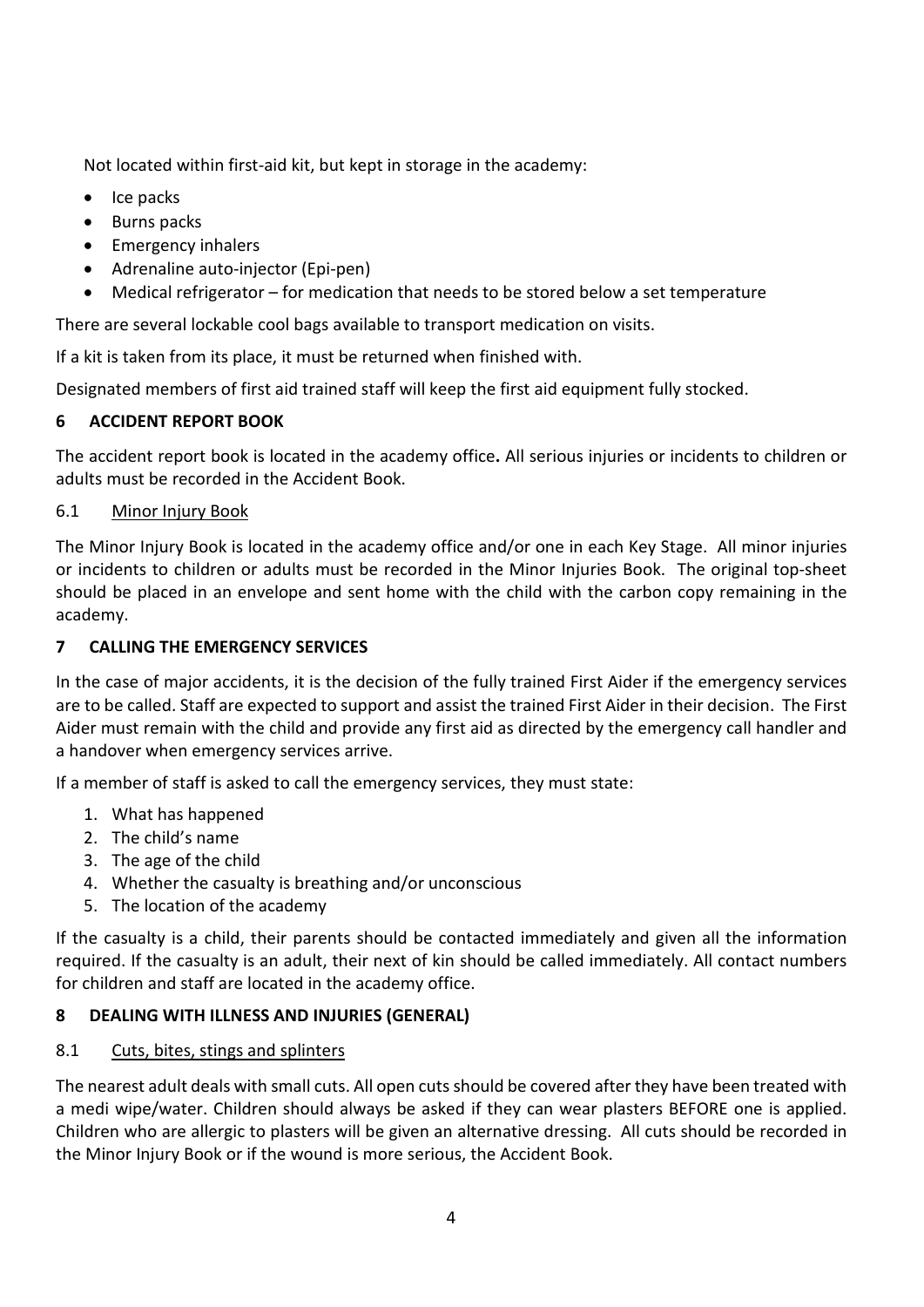Not located within first-aid kit, but kept in storage in the academy:

- Ice packs
- Burns packs
- Emergency inhalers
- Adrenaline auto-injector (Epi-pen)
- Medical refrigerator – for medication that needs to be stored below a set temperature

There are several lockable cool bags available to transport medication on visits.

If a kit is taken from its place, it must be returned when finished with.

Designated members of first aid trained staff will keep the first aid equipment fully stocked.

## 6 ACCIDENT REPORT BOOK

The accident report book is located in the academy office**.** All serious injuries or incidents to children or adults must be recorded in the Accident Book.

### 6.1 Minor Injury Book

The Minor Injury Book is located in the academy office and/or one in each Key Stage. All minor injuries or incidents to children or adults must be recorded in the Minor Injuries Book. The original top-sheet should be placed in an envelope and sent home with the child with the carbon copy remaining in the academy.

## 7 CALLING THE EMERGENCY SERVICES

In the case of major accidents, it is the decision of the fully trained First Aider if the emergency services are to be called. Staff are expected to support and assist the trained First Aider in their decision. The First Aider must remain with the child and provide any first aid as directed by the emergency call handler and a handover when emergency services arrive.

If a member of staff is asked to call the emergency services, they must state:

1. What has happened
2. The child's name
3. The age of the child
4. Whether the casualty is breathing and/or unconscious
5. The location of the academy

If the casualty is a child, their parents should be contacted immediately and given all the information required. If the casualty is an adult, their next of kin should be called immediately. All contact numbers for children and staff are located in the academy office.

## 8 DEALING WITH ILLNESS AND INJURIES (GENERAL)

### 8.1 Cuts, bites, stings and splinters

The nearest adult deals with small cuts. All open cuts should be covered after they have been treated with a medi wipe/water. Children should always be asked if they can wear plasters BEFORE one is applied. Children who are allergic to plasters will be given an alternative dressing. All cuts should be recorded in the Minor Injury Book or if the wound is more serious, the Accident Book.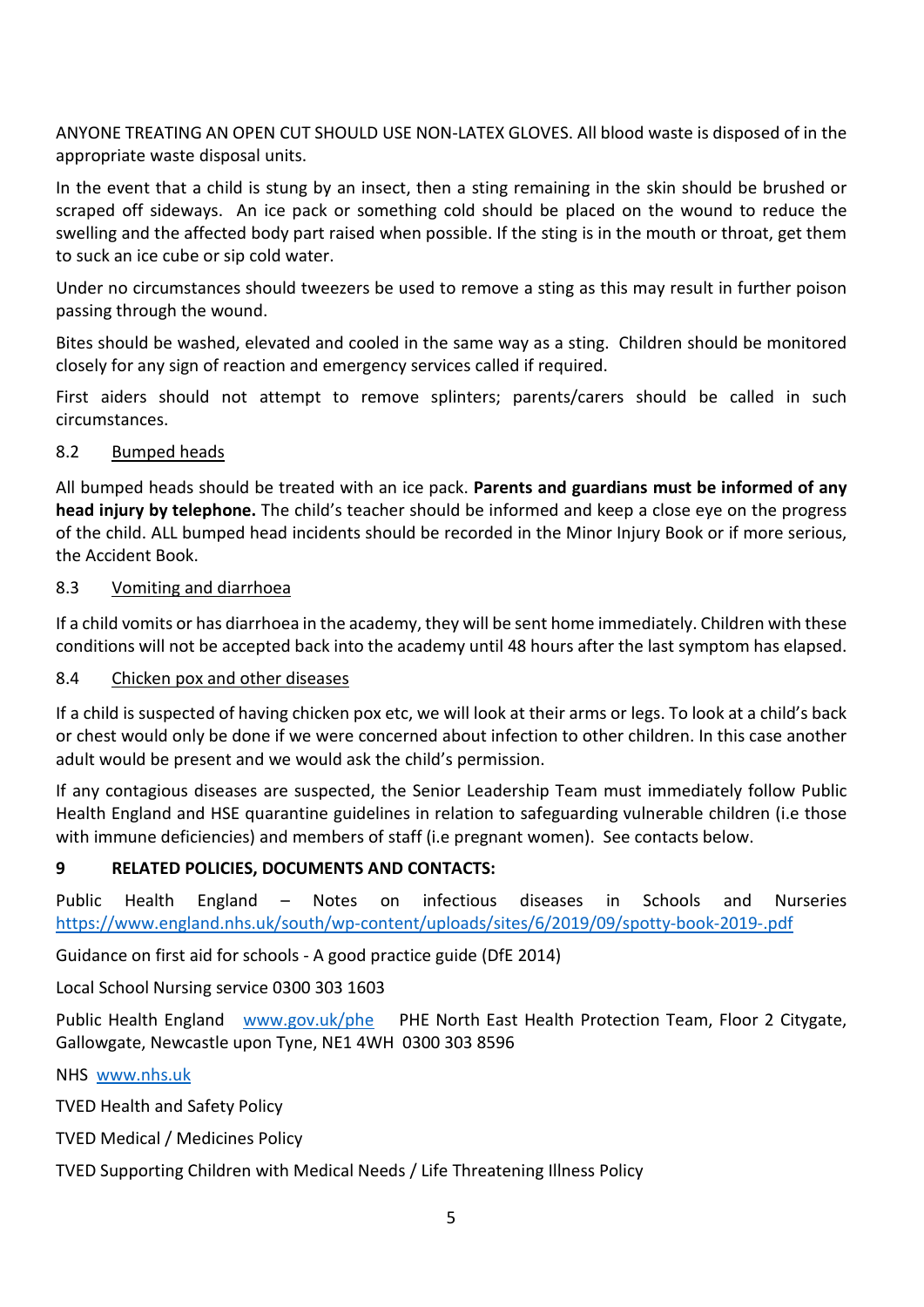ANYONE TREATING AN OPEN CUT SHOULD USE NON-LATEX GLOVES. All blood waste is disposed of in the appropriate waste disposal units.

In the event that a child is stung by an insect, then a sting remaining in the skin should be brushed or scraped off sideways. An ice pack or something cold should be placed on the wound to reduce the swelling and the affected body part raised when possible. If the sting is in the mouth or throat, get them to suck an ice cube or sip cold water.

Under no circumstances should tweezers be used to remove a sting as this may result in further poison passing through the wound.

Bites should be washed, elevated and cooled in the same way as a sting. Children should be monitored closely for any sign of reaction and emergency services called if required.

First aiders should not attempt to remove splinters; parents/carers should be called in such circumstances.

### 8.2 Bumped heads

All bumped heads should be treated with an ice pack. **Parents and guardians must be informed of any head injury by telephone.** The child's teacher should be informed and keep a close eye on the progress of the child. ALL bumped head incidents should be recorded in the Minor Injury Book or if more serious, the Accident Book.

### 8.3 Vomiting and diarrhoea

If a child vomits or has diarrhoea in the academy, they will be sent home immediately. Children with these conditions will not be accepted back into the academy until 48 hours after the last symptom has elapsed.

### 8.4 Chicken pox and other diseases

If a child is suspected of having chicken pox etc, we will look at their arms or legs. To look at a child's back or chest would only be done if we were concerned about infection to other children. In this case another adult would be present and we would ask the child's permission.

If any contagious diseases are suspected, the Senior Leadership Team must immediately follow Public Health England and HSE quarantine guidelines in relation to safeguarding vulnerable children (i.e those with immune deficiencies) and members of staff (i.e pregnant women). See contacts below.

## 9 RELATED POLICIES, DOCUMENTS AND CONTACTS:

Public Health England – Notes on infectious diseases in Schools and Nurseries https://www.england.nhs.uk/south/wp-content/uploads/sites/6/2019/09/spotty-book-2019-.pdf

Guidance on first aid for schools - A good practice guide (DfE 2014)

Local School Nursing service 0300 303 1603

Public Health England www.gov.uk/phe PHE North East Health Protection Team, Floor 2 Citygate, Gallowgate, Newcastle upon Tyne, NE1 4WH 0300 303 8596

NHS www.nhs.uk

TVED Health and Safety Policy

TVED Medical / Medicines Policy

TVED Supporting Children with Medical Needs / Life Threatening Illness Policy